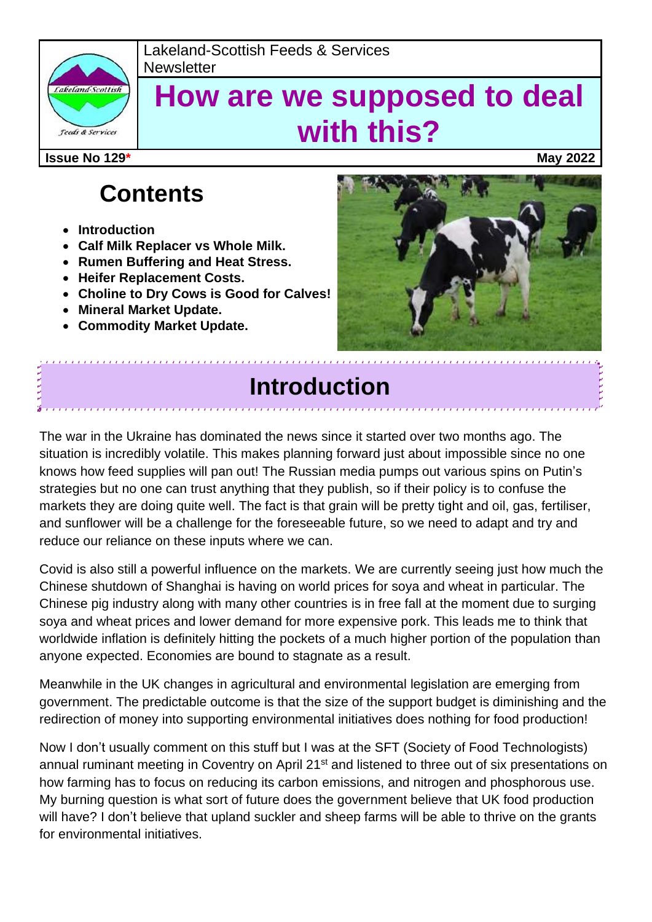Lakeland-Scottish Feeds & Services Newsletter

# How are we supposed to deal with this?

**Issue No 129*** **May 2022**

## Contents

- **Introduction**
- **Calf Milk Replacer vs Whole Milk.**
- **Rumen Buffering and Heat Stress.**
- **Heifer Replacement Costs.**
- **Choline to Dry Cows is Good for Calves!**
- **Mineral Market Update.**
- **Commodity Market Update.**

## Introduction

The war in the Ukraine has dominated the news since it started over two months ago. The situation is incredibly volatile. This makes planning forward just about impossible since no one knows how feed supplies will pan out! The Russian media pumps out various spins on Putin's strategies but no one can trust anything that they publish, so if their policy is to confuse the markets they are doing quite well. The fact is that grain will be pretty tight and oil, gas, fertiliser, and sunflower will be a challenge for the foreseeable future, so we need to adapt and try and reduce our reliance on these inputs where we can.

Covid is also still a powerful influence on the markets. We are currently seeing just how much the Chinese shutdown of Shanghai is having on world prices for soya and wheat in particular. The Chinese pig industry along with many other countries is in free fall at the moment due to surging soya and wheat prices and lower demand for more expensive pork. This leads me to think that worldwide inflation is definitely hitting the pockets of a much higher portion of the population than anyone expected. Economies are bound to stagnate as a result.

Meanwhile in the UK changes in agricultural and environmental legislation are emerging from government. The predictable outcome is that the size of the support budget is diminishing and the redirection of money into supporting environmental initiatives does nothing for food production!

Now I don't usually comment on this stuff but I was at the SFT (Society of Food Technologists) annual ruminant meeting in Coventry on April 21st and listened to three out of six presentations on how farming has to focus on reducing its carbon emissions, and nitrogen and phosphorous use. My burning question is what sort of future does the government believe that UK food production will have? I don't believe that upland suckler and sheep farms will be able to thrive on the grants for environmental initiatives.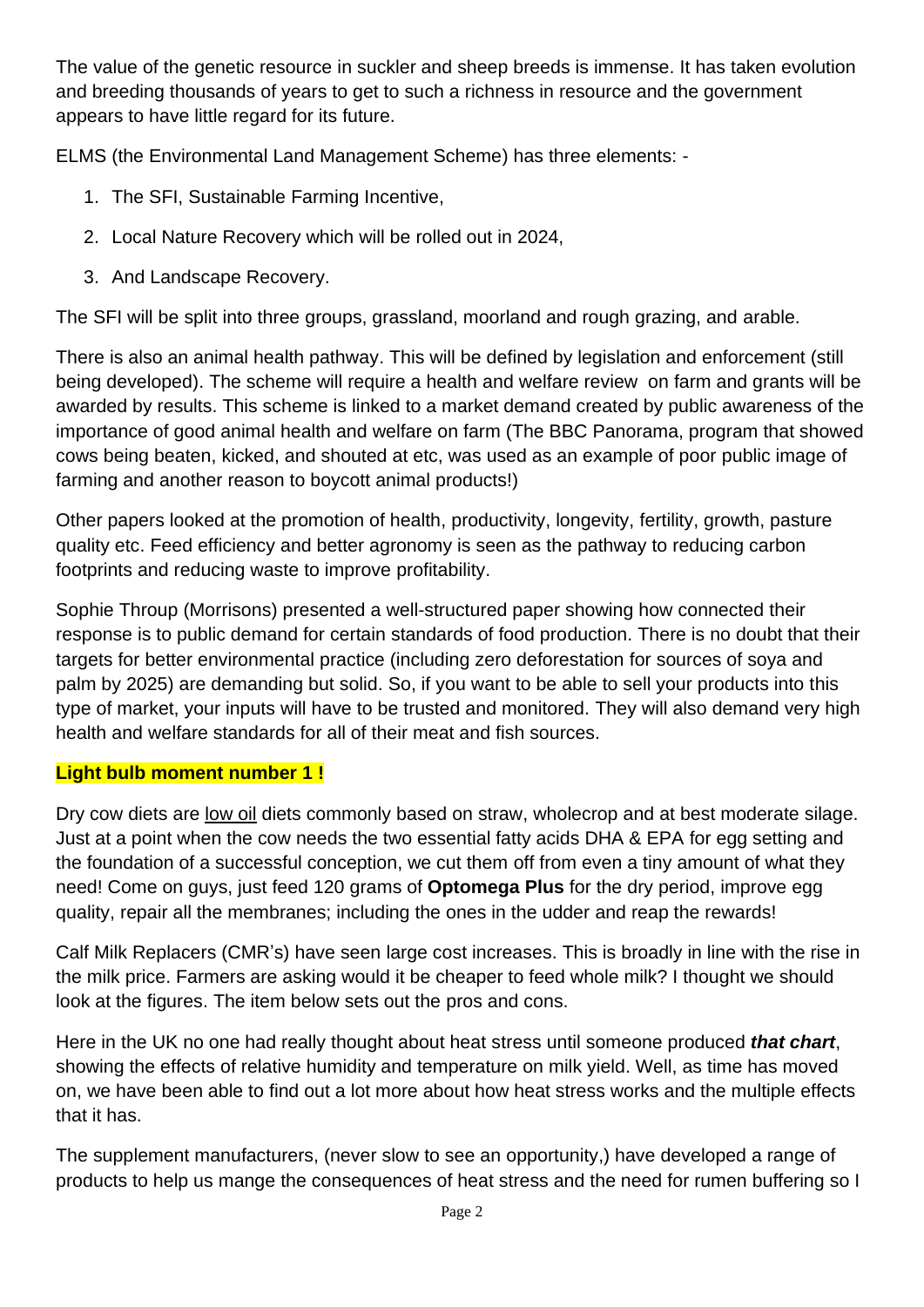The value of the genetic resource in suckler and sheep breeds is immense. It has taken evolution and breeding thousands of years to get to such a richness in resource and the government appears to have little regard for its future.

ELMS (the Environmental Land Management Scheme) has three elements: -

1. The SFI, Sustainable Farming Incentive,
2. Local Nature Recovery which will be rolled out in 2024,
3. And Landscape Recovery.

The SFI will be split into three groups, grassland, moorland and rough grazing, and arable.

There is also an animal health pathway. This will be defined by legislation and enforcement (still being developed). The scheme will require a health and welfare review on farm and grants will be awarded by results. This scheme is linked to a market demand created by public awareness of the importance of good animal health and welfare on farm (The BBC Panorama, program that showed cows being beaten, kicked, and shouted at etc, was used as an example of poor public image of farming and another reason to boycott animal products!)

Other papers looked at the promotion of health, productivity, longevity, fertility, growth, pasture quality etc. Feed efficiency and better agronomy is seen as the pathway to reducing carbon footprints and reducing waste to improve profitability.

Sophie Throup (Morrisons) presented a well-structured paper showing how connected their response is to public demand for certain standards of food production. There is no doubt that their targets for better environmental practice (including zero deforestation for sources of soya and palm by 2025) are demanding but solid. So, if you want to be able to sell your products into this type of market, your inputs will have to be trusted and monitored. They will also demand very high health and welfare standards for all of their meat and fish sources.

**Light bulb moment number 1 !**

Dry cow diets are low oil diets commonly based on straw, wholecrop and at best moderate silage. Just at a point when the cow needs the two essential fatty acids DHA & EPA for egg setting and the foundation of a successful conception, we cut them off from even a tiny amount of what they need! Come on guys, just feed 120 grams of **Optomega Plus** for the dry period, improve egg quality, repair all the membranes; including the ones in the udder and reap the rewards!

Calf Milk Replacers (CMR's) have seen large cost increases. This is broadly in line with the rise in the milk price. Farmers are asking would it be cheaper to feed whole milk? I thought we should look at the figures. The item below sets out the pros and cons.

Here in the UK no one had really thought about heat stress until someone produced ***that chart***, showing the effects of relative humidity and temperature on milk yield. Well, as time has moved on, we have been able to find out a lot more about how heat stress works and the multiple effects that it has.

The supplement manufacturers, (never slow to see an opportunity,) have developed a range of products to help us mange the consequences of heat stress and the need for rumen buffering so I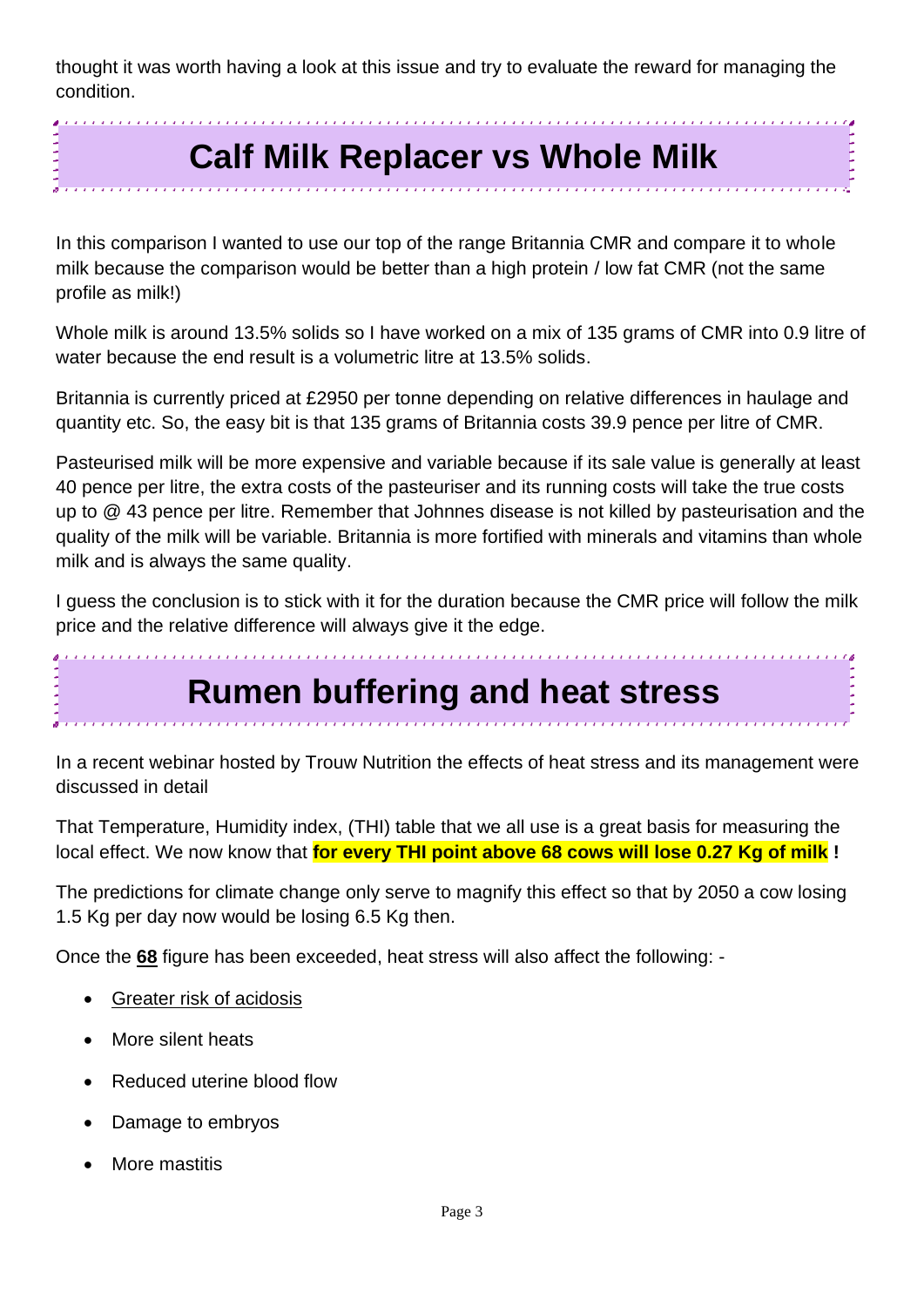thought it was worth having a look at this issue and try to evaluate the reward for managing the condition.

## Calf Milk Replacer vs Whole Milk

In this comparison I wanted to use our top of the range Britannia CMR and compare it to whole milk because the comparison would be better than a high protein / low fat CMR (not the same profile as milk!)

Whole milk is around 13.5% solids so I have worked on a mix of 135 grams of CMR into 0.9 litre of water because the end result is a volumetric litre at 13.5% solids.

Britannia is currently priced at £2950 per tonne depending on relative differences in haulage and quantity etc. So, the easy bit is that 135 grams of Britannia costs 39.9 pence per litre of CMR.

Pasteurised milk will be more expensive and variable because if its sale value is generally at least 40 pence per litre, the extra costs of the pasteuriser and its running costs will take the true costs up to @ 43 pence per litre. Remember that Johnnes disease is not killed by pasteurisation and the quality of the milk will be variable. Britannia is more fortified with minerals and vitamins than whole milk and is always the same quality.

I guess the conclusion is to stick with it for the duration because the CMR price will follow the milk price and the relative difference will always give it the edge.

## Rumen buffering and heat stress

In a recent webinar hosted by Trouw Nutrition the effects of heat stress and its management were discussed in detail

That Temperature, Humidity index, (THI) table that we all use is a great basis for measuring the local effect. We now know that **for every THI point above 68 cows will lose 0.27 Kg of milk !**

The predictions for climate change only serve to magnify this effect so that by 2050 a cow losing 1.5 Kg per day now would be losing 6.5 Kg then.

Once the **68** figure has been exceeded, heat stress will also affect the following: -

- Greater risk of acidosis
- More silent heats
- Reduced uterine blood flow
- Damage to embryos
- More mastitis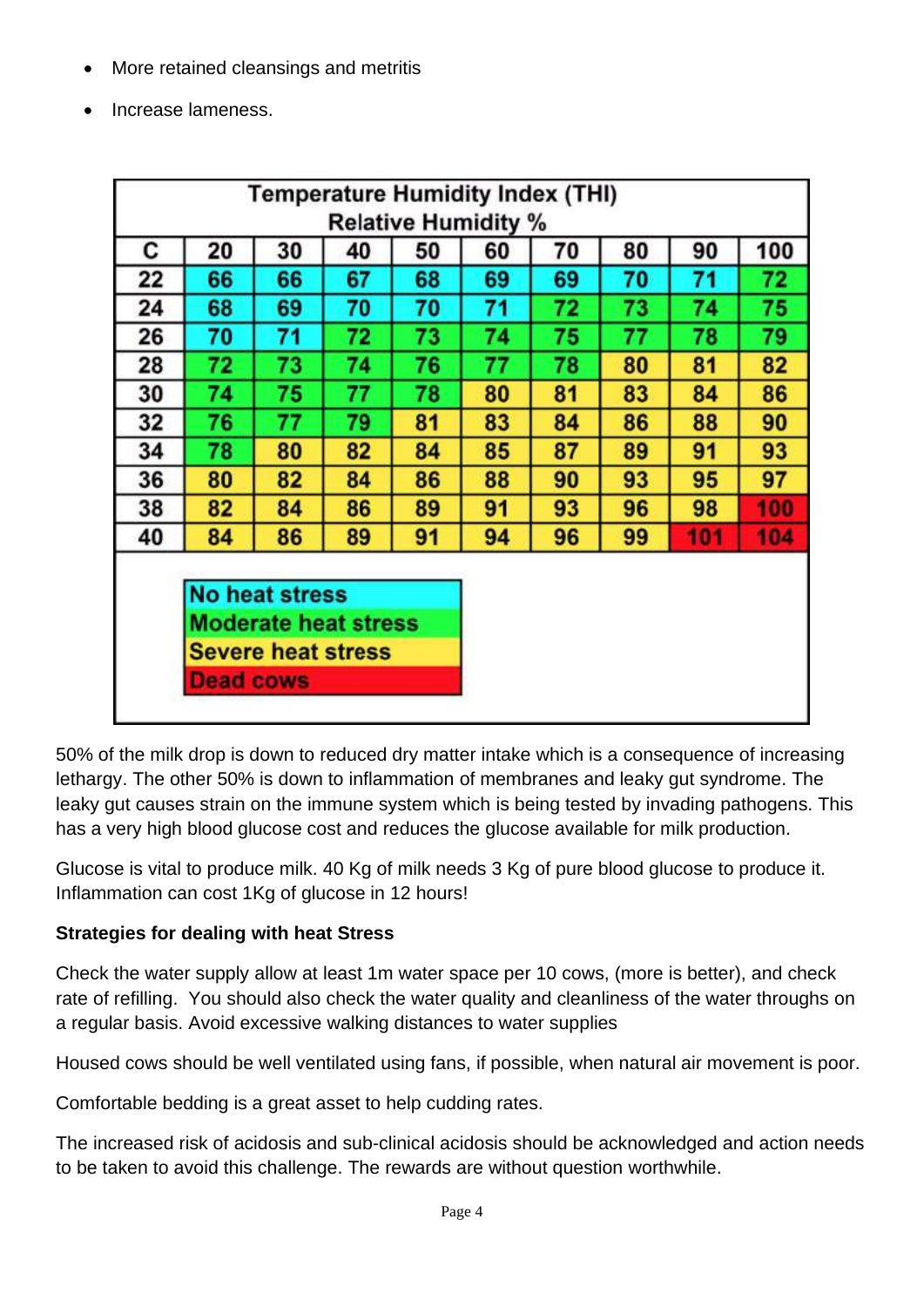- More retained cleansings and metritis
- Increase lameness.

| Temperature Humidity Index (THI) Relative Humidity % | | | | | | | | | |
|---|---|---|---|---|---|---|---|---|---|
| C | 20 | 30 | 40 | 50 | 60 | 70 | 80 | 90 | 100 |
| 22 | 66 | 66 | 67 | 68 | 69 | 69 | 70 | 71 | 72 |
| 24 | 68 | 69 | 70 | 70 | 71 | 72 | 73 | 74 | 75 |
| 26 | 70 | 71 | 72 | 73 | 74 | 75 | 77 | 78 | 79 |
| 28 | 72 | 73 | 74 | 76 | 77 | 78 | 80 | 81 | 82 |
| 30 | 74 | 75 | 77 | 78 | 80 | 81 | 83 | 84 | 86 |
| 32 | 76 | 77 | 79 | 81 | 83 | 84 | 86 | 88 | 90 |
| 34 | 78 | 80 | 82 | 84 | 85 | 87 | 89 | 91 | 93 |
| 36 | 80 | 82 | 84 | 86 | 88 | 90 | 93 | 95 | 97 |
| 38 | 82 | 84 | 86 | 89 | 91 | 93 | 96 | 98 | 100 |
| 40 | 84 | 86 | 89 | 91 | 94 | 96 | 99 | 101 | 104 |

No heat stress
Moderate heat stress
Severe heat stress
Dead cows

50% of the milk drop is down to reduced dry matter intake which is a consequence of increasing lethargy. The other 50% is down to inflammation of membranes and leaky gut syndrome. The leaky gut causes strain on the immune system which is being tested by invading pathogens. This has a very high blood glucose cost and reduces the glucose available for milk production.

Glucose is vital to produce milk. 40 Kg of milk needs 3 Kg of pure blood glucose to produce it. Inflammation can cost 1Kg of glucose in 12 hours!

**Strategies for dealing with heat Stress**

Check the water supply allow at least 1m water space per 10 cows, (more is better), and check rate of refilling. You should also check the water quality and cleanliness of the water throughs on a regular basis. Avoid excessive walking distances to water supplies

Housed cows should be well ventilated using fans, if possible, when natural air movement is poor.

Comfortable bedding is a great asset to help cudding rates.

The increased risk of acidosis and sub-clinical acidosis should be acknowledged and action needs to be taken to avoid this challenge. The rewards are without question worthwhile.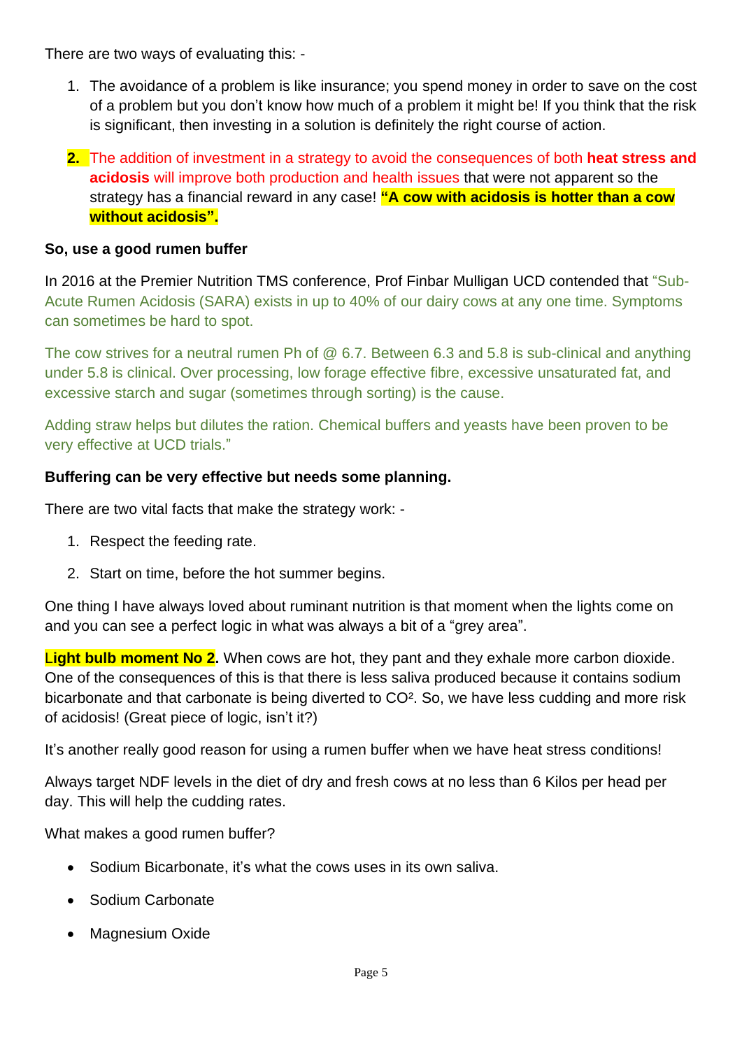There are two ways of evaluating this: -

1. The avoidance of a problem is like insurance; you spend money in order to save on the cost of a problem but you don't know how much of a problem it might be! If you think that the risk is significant, then investing in a solution is definitely the right course of action.

2. The addition of investment in a strategy to avoid the consequences of both **heat stress and acidosis** will improve both production and health issues that were not apparent so the strategy has a financial reward in any case! **"A cow with acidosis is hotter than a cow without acidosis".**

**So, use a good rumen buffer**

In 2016 at the Premier Nutrition TMS conference, Prof Finbar Mulligan UCD contended that "Sub-Acute Rumen Acidosis (SARA) exists in up to 40% of our dairy cows at any one time. Symptoms can sometimes be hard to spot.

The cow strives for a neutral rumen Ph of @ 6.7. Between 6.3 and 5.8 is sub-clinical and anything under 5.8 is clinical. Over processing, low forage effective fibre, excessive unsaturated fat, and excessive starch and sugar (sometimes through sorting) is the cause.

Adding straw helps but dilutes the ration. Chemical buffers and yeasts have been proven to be very effective at UCD trials."

**Buffering can be very effective but needs some planning.**

There are two vital facts that make the strategy work: -

1. Respect the feeding rate.
2. Start on time, before the hot summer begins.

One thing I have always loved about ruminant nutrition is that moment when the lights come on and you can see a perfect logic in what was always a bit of a "grey area".

**Light bulb moment No 2.** When cows are hot, they pant and they exhale more carbon dioxide. One of the consequences of this is that there is less saliva produced because it contains sodium bicarbonate and that carbonate is being diverted to $CO^2$. So, we have less cudding and more risk of acidosis! (Great piece of logic, isn't it?)

It's another really good reason for using a rumen buffer when we have heat stress conditions!

Always target NDF levels in the diet of dry and fresh cows at no less than 6 Kilos per head per day. This will help the cudding rates.

What makes a good rumen buffer?

- Sodium Bicarbonate, it's what the cows uses in its own saliva.
- Sodium Carbonate
- Magnesium Oxide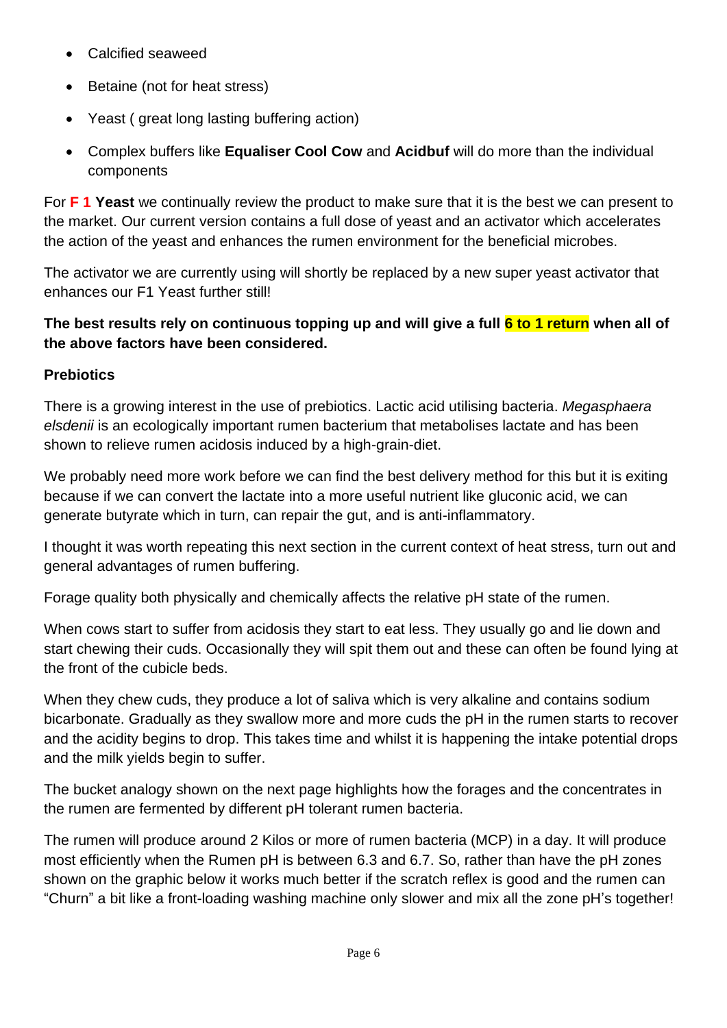- Calcified seaweed
- Betaine (not for heat stress)
- Yeast ( great long lasting buffering action)
- Complex buffers like **Equaliser Cool Cow** and **Acidbuf** will do more than the individual components

For **F 1 Yeast** we continually review the product to make sure that it is the best we can present to the market. Our current version contains a full dose of yeast and an activator which accelerates the action of the yeast and enhances the rumen environment for the beneficial microbes.

The activator we are currently using will shortly be replaced by a new super yeast activator that enhances our F1 Yeast further still!

**The best results rely on continuous topping up and will give a full 6 to 1 return when all of the above factors have been considered.**

**Prebiotics**

There is a growing interest in the use of prebiotics. Lactic acid utilising bacteria. *Megasphaera elsdenii* is an ecologically important rumen bacterium that metabolises lactate and has been shown to relieve rumen acidosis induced by a high-grain-diet.

We probably need more work before we can find the best delivery method for this but it is exiting because if we can convert the lactate into a more useful nutrient like gluconic acid, we can generate butyrate which in turn, can repair the gut, and is anti-inflammatory.

I thought it was worth repeating this next section in the current context of heat stress, turn out and general advantages of rumen buffering.

Forage quality both physically and chemically affects the relative pH state of the rumen.

When cows start to suffer from acidosis they start to eat less. They usually go and lie down and start chewing their cuds. Occasionally they will spit them out and these can often be found lying at the front of the cubicle beds.

When they chew cuds, they produce a lot of saliva which is very alkaline and contains sodium bicarbonate. Gradually as they swallow more and more cuds the pH in the rumen starts to recover and the acidity begins to drop. This takes time and whilst it is happening the intake potential drops and the milk yields begin to suffer.

The bucket analogy shown on the next page highlights how the forages and the concentrates in the rumen are fermented by different pH tolerant rumen bacteria.

The rumen will produce around 2 Kilos or more of rumen bacteria (MCP) in a day. It will produce most efficiently when the Rumen pH is between 6.3 and 6.7. So, rather than have the pH zones shown on the graphic below it works much better if the scratch reflex is good and the rumen can "Churn" a bit like a front-loading washing machine only slower and mix all the zone pH's together!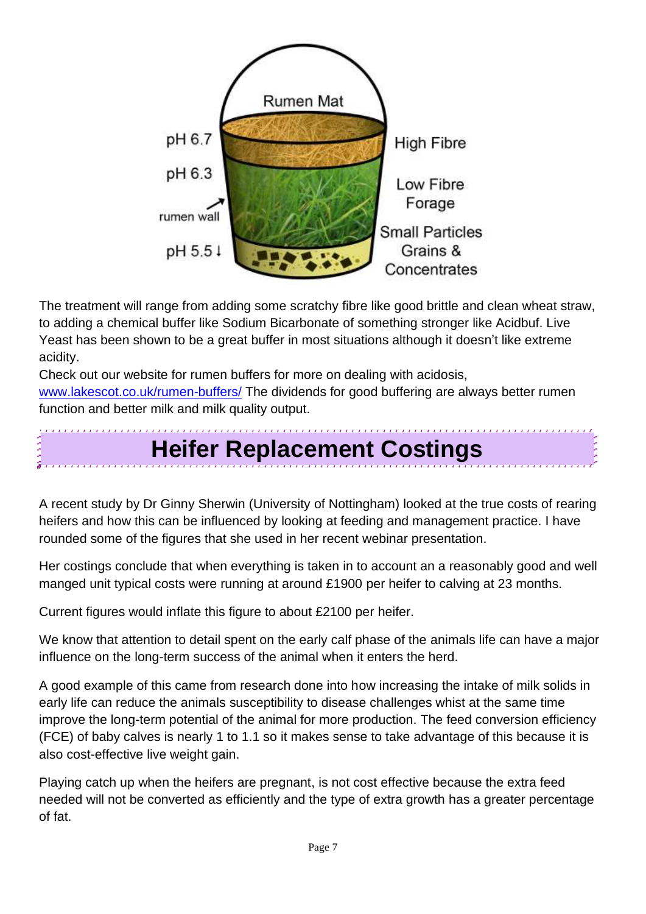The treatment will range from adding some scratchy fibre like good brittle and clean wheat straw, to adding a chemical buffer like Sodium Bicarbonate of something stronger like Acidbuf. Live Yeast has been shown to be a great buffer in most situations although it doesn't like extreme acidity.

Check out our website for rumen buffers for more on dealing with acidosis, www.lakescot.co.uk/rumen-buffers/ The dividends for good buffering are always better rumen function and better milk and milk quality output.

# Heifer Replacement Costings

A recent study by Dr Ginny Sherwin (University of Nottingham) looked at the true costs of rearing heifers and how this can be influenced by looking at feeding and management practice. I have rounded some of the figures that she used in her recent webinar presentation.

Her costings conclude that when everything is taken in to account an a reasonably good and well manged unit typical costs were running at around £1900 per heifer to calving at 23 months.

Current figures would inflate this figure to about £2100 per heifer.

We know that attention to detail spent on the early calf phase of the animals life can have a major influence on the long-term success of the animal when it enters the herd.

A good example of this came from research done into how increasing the intake of milk solids in early life can reduce the animals susceptibility to disease challenges whist at the same time improve the long-term potential of the animal for more production. The feed conversion efficiency (FCE) of baby calves is nearly 1 to 1.1 so it makes sense to take advantage of this because it is also cost-effective live weight gain.

Playing catch up when the heifers are pregnant, is not cost effective because the extra feed needed will not be converted as efficiently and the type of extra growth has a greater percentage of fat.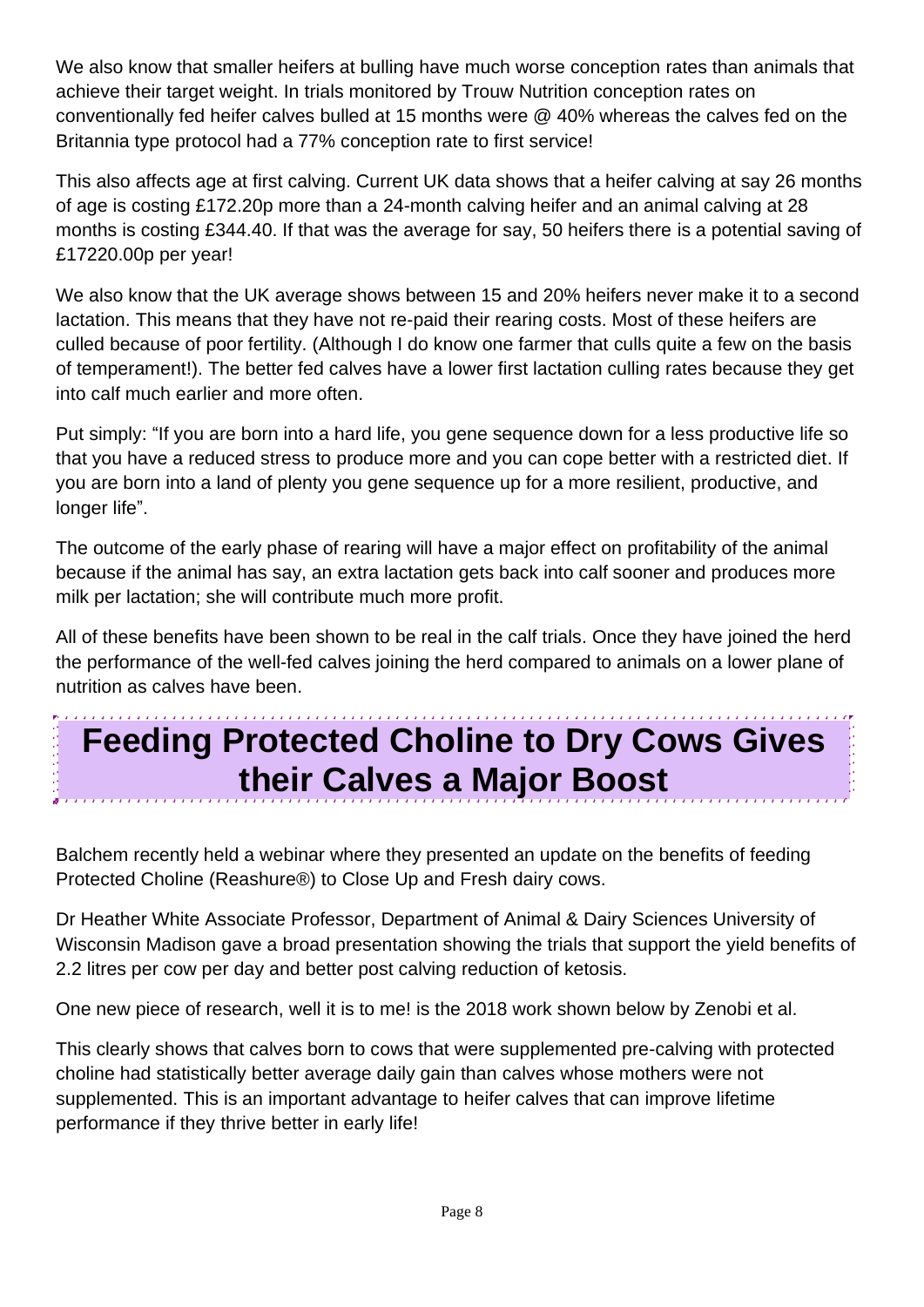We also know that smaller heifers at bulling have much worse conception rates than animals that achieve their target weight. In trials monitored by Trouw Nutrition conception rates on conventionally fed heifer calves bulled at 15 months were @ 40% whereas the calves fed on the Britannia type protocol had a 77% conception rate to first service!

This also affects age at first calving. Current UK data shows that a heifer calving at say 26 months of age is costing £172.20p more than a 24-month calving heifer and an animal calving at 28 months is costing £344.40. If that was the average for say, 50 heifers there is a potential saving of £17220.00p per year!

We also know that the UK average shows between 15 and 20% heifers never make it to a second lactation. This means that they have not re-paid their rearing costs. Most of these heifers are culled because of poor fertility. (Although I do know one farmer that culls quite a few on the basis of temperament!). The better fed calves have a lower first lactation culling rates because they get into calf much earlier and more often.

Put simply: "If you are born into a hard life, you gene sequence down for a less productive life so that you have a reduced stress to produce more and you can cope better with a restricted diet. If you are born into a land of plenty you gene sequence up for a more resilient, productive, and longer life".

The outcome of the early phase of rearing will have a major effect on profitability of the animal because if the animal has say, an extra lactation gets back into calf sooner and produces more milk per lactation; she will contribute much more profit.

All of these benefits have been shown to be real in the calf trials. Once they have joined the herd the performance of the well-fed calves joining the herd compared to animals on a lower plane of nutrition as calves have been.

# Feeding Protected Choline to Dry Cows Gives their Calves a Major Boost

Balchem recently held a webinar where they presented an update on the benefits of feeding Protected Choline (Reashure®) to Close Up and Fresh dairy cows.

Dr Heather White Associate Professor, Department of Animal & Dairy Sciences University of Wisconsin Madison gave a broad presentation showing the trials that support the yield benefits of 2.2 litres per cow per day and better post calving reduction of ketosis.

One new piece of research, well it is to me! is the 2018 work shown below by Zenobi et al.

This clearly shows that calves born to cows that were supplemented pre-calving with protected choline had statistically better average daily gain than calves whose mothers were not supplemented. This is an important advantage to heifer calves that can improve lifetime performance if they thrive better in early life!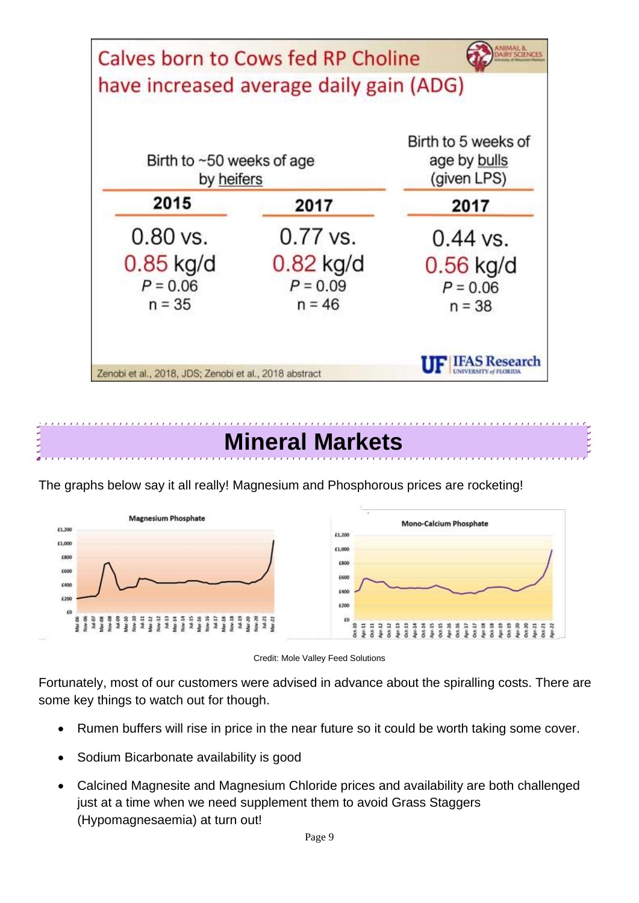## Calves born to Cows fed RP Choline have increased average daily gain (ADG)

| Birth to ~50 weeks of age by heifers | | Birth to 5 weeks of age by bulls (given LPS) |
|---|---|---|
| **2015** | **2017** | **2017** |
| 0.80 vs. 0.85 kg/d | 0.77 vs. 0.82 kg/d | 0.44 vs. 0.56 kg/d |
| $P = 0.06$ | $P = 0.09$ | $P = 0.06$ |
| n = 35 | n = 46 | n = 38 |

Zenobi et al., 2018, JDS; Zenobi et al., 2018 abstract

# Mineral Markets

The graphs below say it all really! Magnesium and Phosphorous prices are rocketing!

**Magnesium Phosphate**

**Mono-Calcium Phosphate**

Credit: Mole Valley Feed Solutions

Fortunately, most of our customers were advised in advance about the spiralling costs. There are some key things to watch out for though.

- Rumen buffers will rise in price in the near future so it could be worth taking some cover.
- Sodium Bicarbonate availability is good
- Calcined Magnesite and Magnesium Chloride prices and availability are both challenged just at a time when we need supplement them to avoid Grass Staggers (Hypomagnesaemia) at turn out!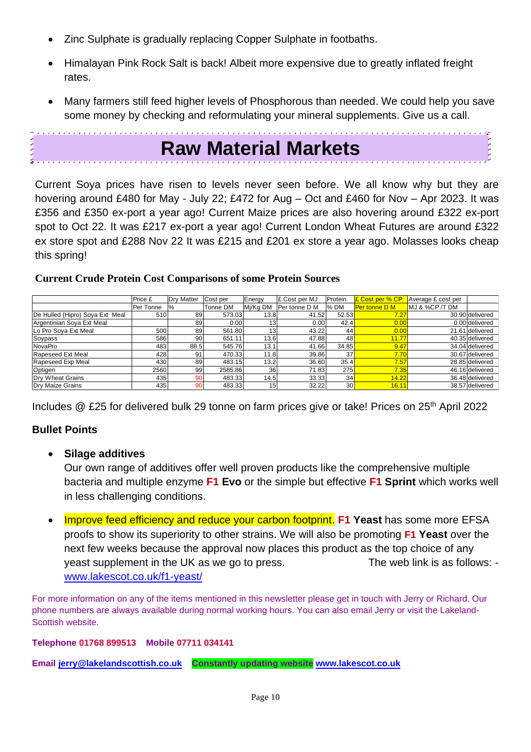- Zinc Sulphate is gradually replacing Copper Sulphate in footbaths.
- Himalayan Pink Rock Salt is back! Albeit more expensive due to greatly inflated freight rates.
- Many farmers still feed higher levels of Phosphorous than needed. We could help you save some money by checking and reformulating your mineral supplements. Give us a call.

# Raw Material Markets

Current Soya prices have risen to levels never seen before. We all know why but they are hovering around £480 for May - July 22; £472 for Aug – Oct and £460 for Nov – Apr 2023. It was £356 and £350 ex-port a year ago! Current Maize prices are also hovering around £322 ex-port spot to Oct 22. It was £217 ex-port a year ago! Current London Wheat Futures are around £322 ex store spot and £288 Nov 22 It was £215 and £201 ex store a year ago. Molasses looks cheap this spring!

### Current Crude Protein Cost Comparisons of some Protein Sources

| | Price £ Per Tonne | Dry Matter % | Cost per Tonne DM | Energy Mj/Kg DM | £ Cost per MJ Per tonne D M | Protein % DM | £ Cost per % CP Per tonne D M | Average £ cost per MJ & %CP /T DM | |
|---|---|---|---|---|---|---|---|---|---|
| De Hulled (Hipro) Soya Ext Meal | 510 | 89 | 573.03 | 13.8 | 41.52 | 52.53 | 7.27 | 30.90 | delivered |
| Argentinian Soya Ext Meal | | 89 | 0.00 | 13 | 0.00 | 42.4 | 0.00 | 0.00 | delivered |
| Lo Pro Soya Ext Meal | 500 | 89 | 561.80 | 13 | 43.22 | 44 | 0.00 | 21.61 | delivered |
| Soypass | 586 | 90 | 651.11 | 13.6 | 47.88 | 48 | 11.77 | 40.35 | delivered |
| NovaPro | 483 | 88.5 | 545.76 | 13.1 | 41.66 | 34.85 | 9.47 | 34.04 | delivered |
| Rapeseed Ext Meal | 428 | 91 | 470.33 | 11.8 | 39.86 | 37 | 7.70 | 30.67 | delivered |
| Rapeseed Exp Meal | 430 | 89 | 483.15 | 13.2 | 36.60 | 35.4 | 7.57 | 28.85 | delivered |
| Optigen | 2560 | 99 | 2585.86 | 36 | 71.83 | 275 | 7.35 | 46.16 | delivered |
| Dry Wheat Grains | 435 | 90 | 483.33 | 14.5 | 33.33 | 34 | 14.22 | 36.48 | delivered |
| Dry Maize Grains | 435 | 90 | 483.33 | 15 | 32.22 | 30 | 16.11 | 38.57 | delivered |

Includes @ £25 for delivered bulk 29 tonne on farm prices give or take! Prices on 25th April 2022

### Bullet Points

- **Silage additives**
  Our own range of additives offer well proven products like the comprehensive multiple bacteria and multiple enzyme **F1 Evo** or the simple but effective **F1 Sprint** which works well in less challenging conditions.

- Improve feed efficiency and reduce your carbon footprint. **F1 Yeast** has some more EFSA proofs to show its superiority to other strains. We will also be promoting **F1 Yeast** over the next few weeks because the approval now places this product as the top choice of any yeast supplement in the UK as we go to press. The web link is as follows: - www.lakescot.co.uk/f1-yeast/

For more information on any of the items mentioned in this newsletter please get in touch with Jerry or Richard. Our phone numbers are always available during normal working hours. You can also email Jerry or visit the Lakeland-Scottish website.

**Telephone 01768 899513 Mobile 07711 034141**

**Email jerry@lakelandscottish.co.uk Constantly updating website www.lakescot.co.uk**